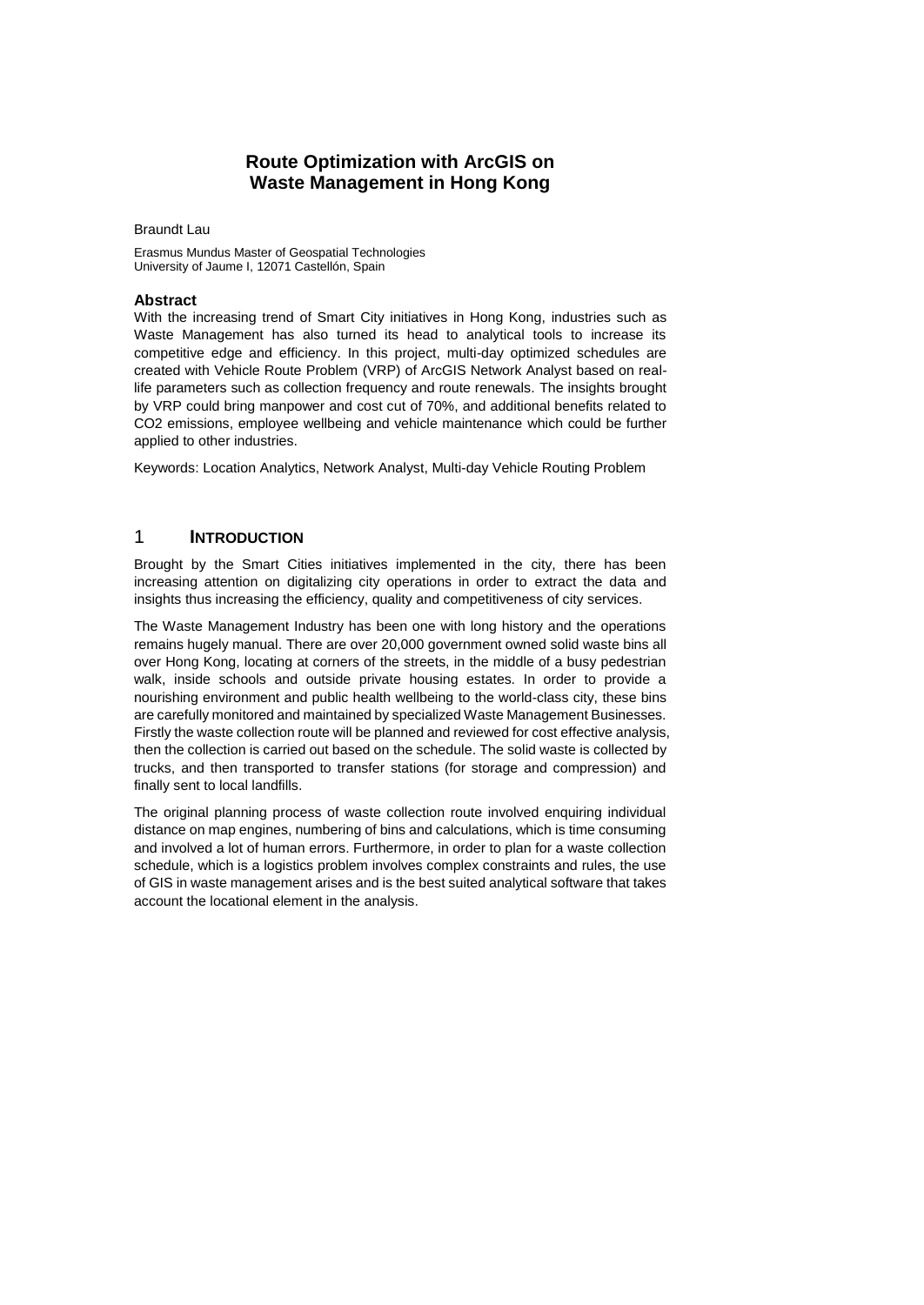# Route Optimization with ArcGIS on Waste Management in Hong Kong

Braundt Lau

Erasmus Mundus Master of Geospatial Technologies
University of Jaume I, 12071 Castellón, Spain

### Abstract

With the increasing trend of Smart City initiatives in Hong Kong, industries such as Waste Management has also turned its head to analytical tools to increase its competitive edge and efficiency. In this project, multi-day optimized schedules are created with Vehicle Route Problem (VRP) of ArcGIS Network Analyst based on real-life parameters such as collection frequency and route renewals. The insights brought by VRP could bring manpower and cost cut of 70%, and additional benefits related to $CO_2$ emissions, employee wellbeing and vehicle maintenance which could be further applied to other industries.

Keywords: Location Analytics, Network Analyst, Multi-day Vehicle Routing Problem

## 1 INTRODUCTION

Brought by the Smart Cities initiatives implemented in the city, there has been increasing attention on digitalizing city operations in order to extract the data and insights thus increasing the efficiency, quality and competitiveness of city services.

The Waste Management Industry has been one with long history and the operations remains hugely manual. There are over 20,000 government owned solid waste bins all over Hong Kong, locating at corners of the streets, in the middle of a busy pedestrian walk, inside schools and outside private housing estates. In order to provide a nourishing environment and public health wellbeing to the world-class city, these bins are carefully monitored and maintained by specialized Waste Management Businesses. Firstly the waste collection route will be planned and reviewed for cost effective analysis, then the collection is carried out based on the schedule. The solid waste is collected by trucks, and then transported to transfer stations (for storage and compression) and finally sent to local landfills.

The original planning process of waste collection route involved enquiring individual distance on map engines, numbering of bins and calculations, which is time consuming and involved a lot of human errors. Furthermore, in order to plan for a waste collection schedule, which is a logistics problem involves complex constraints and rules, the use of GIS in waste management arises and is the best suited analytical software that takes account the locational element in the analysis.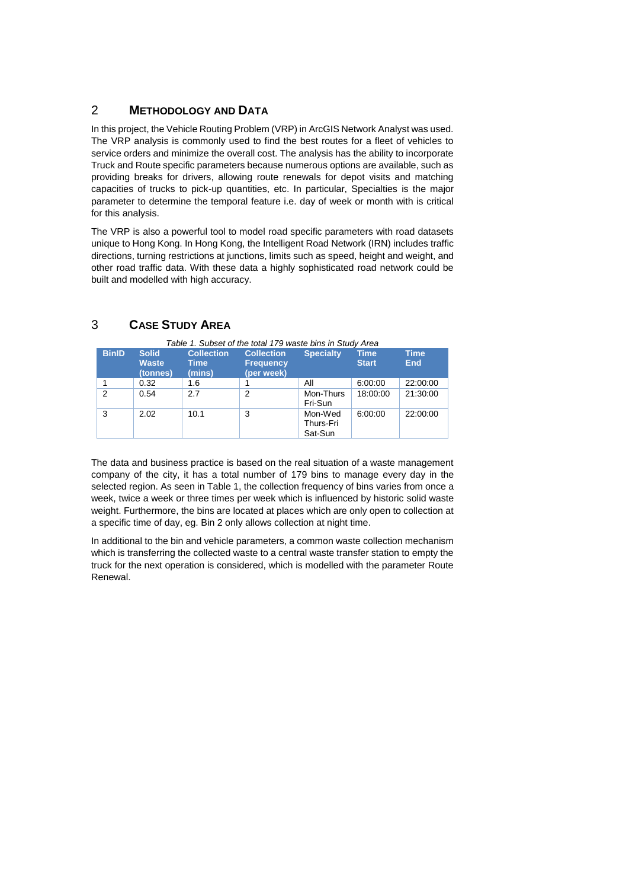## 2 Methodology and Data

In this project, the Vehicle Routing Problem (VRP) in ArcGIS Network Analyst was used. The VRP analysis is commonly used to find the best routes for a fleet of vehicles to service orders and minimize the overall cost. The analysis has the ability to incorporate Truck and Route specific parameters because numerous options are available, such as providing breaks for drivers, allowing route renewals for depot visits and matching capacities of trucks to pick-up quantities, etc. In particular, Specialties is the major parameter to determine the temporal feature i.e. day of week or month with is critical for this analysis.

The VRP is also a powerful tool to model road specific parameters with road datasets unique to Hong Kong. In Hong Kong, the Intelligent Road Network (IRN) includes traffic directions, turning restrictions at junctions, limits such as speed, height and weight, and other road traffic data. With these data a highly sophisticated road network could be built and modelled with high accuracy.

## 3 Case Study Area

*Table 1. Subset of the total 179 waste bins in Study Area*

| BinID | Solid Waste (tonnes) | Collection Time (mins) | Collection Frequency (per week) | Specialty | Time Start | Time End |
|---|---|---|---|---|---|---|
| 1 | 0.32 | 1.6 | 1 | All | 6:00:00 | 22:00:00 |
| 2 | 0.54 | 2.7 | 2 | Mon-Thurs<br>Fri-Sun | 18:00:00 | 21:30:00 |
| 3 | 2.02 | 10.1 | 3 | Mon-Wed<br>Thurs-Fri<br>Sat-Sun | 6:00:00 | 22:00:00 |

The data and business practice is based on the real situation of a waste management company of the city, it has a total number of 179 bins to manage every day in the selected region. As seen in Table 1, the collection frequency of bins varies from once a week, twice a week or three times per week which is influenced by historic solid waste weight. Furthermore, the bins are located at places which are only open to collection at a specific time of day, eg. Bin 2 only allows collection at night time.

In additional to the bin and vehicle parameters, a common waste collection mechanism which is transferring the collected waste to a central waste transfer station to empty the truck for the next operation is considered, which is modelled with the parameter Route Renewal.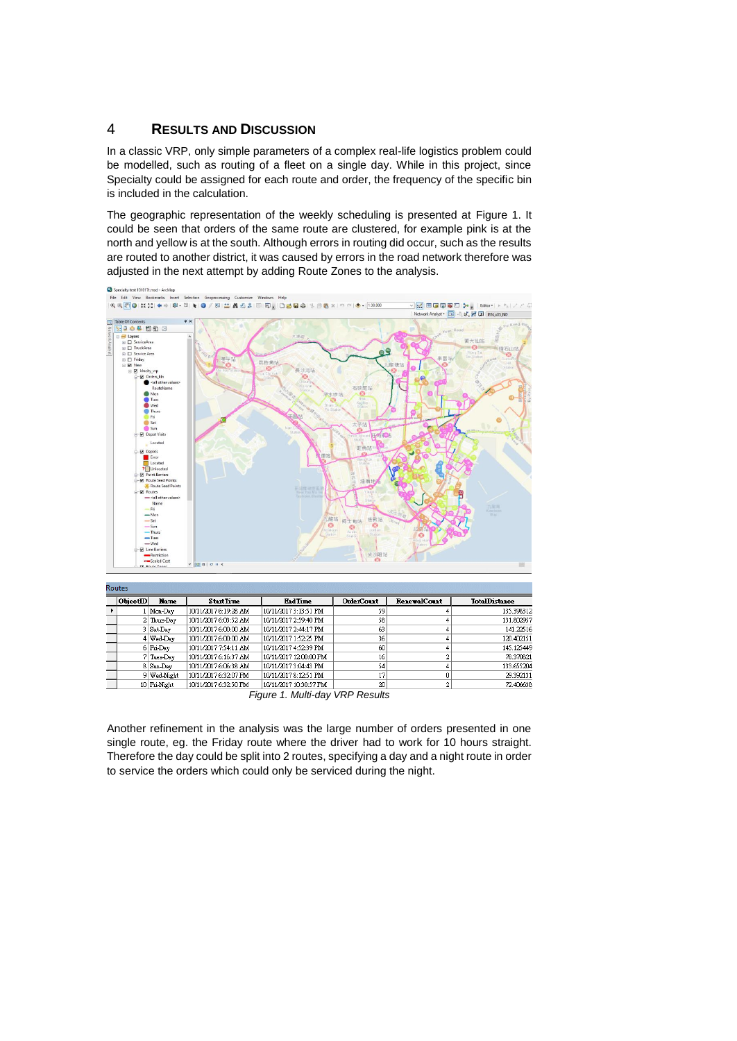# 4 RESULTS AND DISCUSSION

In a classic VRP, only simple parameters of a complex real-life logistics problem could be modelled, such as routing of a fleet on a single day. While in this project, since Specialty could be assigned for each route and order, the frequency of the specific bin is included in the calculation.

The geographic representation of the weekly scheduling is presented at Figure 1. It could be seen that orders of the same route are clustered, for example pink is at the north and yellow is at the south. Although errors in routing did occur, such as the results are routed to another district, it was caused by errors in the road network therefore was adjusted in the next attempt by adding Route Zones to the analysis.

Routes

| ObjectID | Name | StartTime | EndTime | OrderCount | RenewalCount | TotalDistance |
|---|---|---|---|---|---|---|
| 1 | Mon-Day | 10/11/2017 6:19:28 AM | 10/11/2017 3:13:51 PM | 59 | 4 | 135.398312 |
| 2 | Thurs-Day | 10/11/2017 6:00:52 AM | 10/11/2017 2:59:40 PM | 58 | 4 | 131.802957 |
| 3 | Sat-Day | 10/11/2017 6:00:00 AM | 10/11/2017 2:44:17 PM | 63 | 4 | 141.22516 |
| 4 | Wed-Day | 10/11/2017 6:00:00 AM | 10/11/2017 1:52:25 PM | 36 | 4 | 120.402151 |
| 6 | Fri-Day | 10/11/2017 7:54:11 AM | 10/11/2017 4:52:39 PM | 60 | 4 | 145.123449 |
| 7 | Tues-Day | 10/11/2017 6:16:37 AM | 10/11/2017 12:00:00 PM | 16 | 2 | 78.370821 |
| 8 | Sun-Day | 10/11/2017 6:06:38 AM | 10/11/2017 3:04:43 PM | 54 | 4 | 133.655204 |
| 9 | Wed-Night | 10/11/2017 6:32:07 PM | 10/11/2017 8:12:51 PM | 17 | 0 | 29.392131 |
| 10 | Fri-Night | 10/11/2017 6:32:50 PM | 10/11/2017 10:30:57 PM | 20 | 2 | 72.406638 |

*Figure 1. Multi-day VRP Results*

Another refinement in the analysis was the large number of orders presented in one single route, eg. the Friday route where the driver had to work for 10 hours straight. Therefore the day could be split into 2 routes, specifying a day and a night route in order to service the orders which could only be serviced during the night.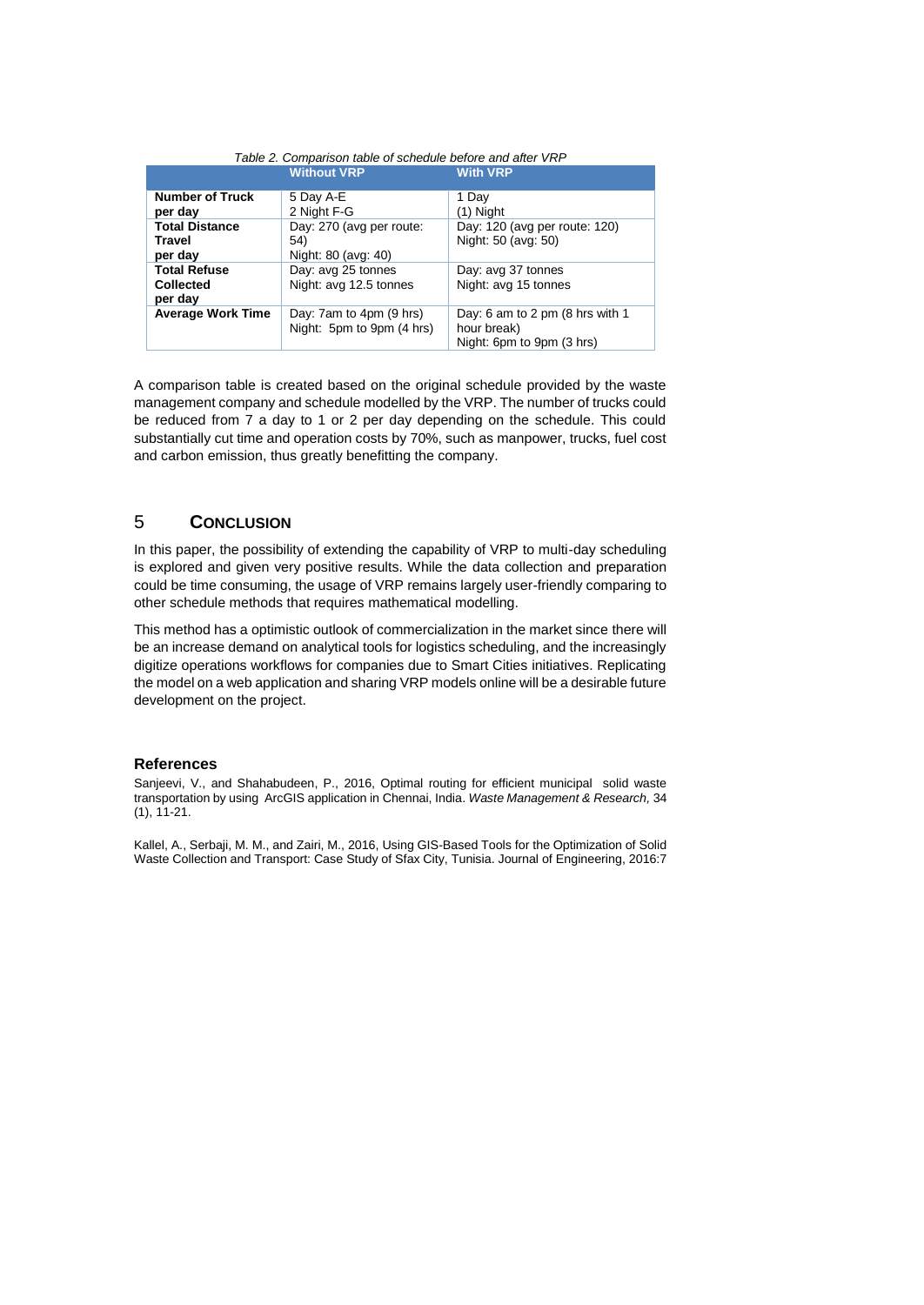*Table 2. Comparison table of schedule before and after VRP*

| | Without VRP | With VRP |
|---|---|---|
| **Number of Truck per day** | 5 Day A-E<br>2 Night F-G | 1 Day<br>(1) Night |
| **Total Distance Travel per day** | Day: 270 (avg per route: 54)<br>Night: 80 (avg: 40) | Day: 120 (avg per route: 120)<br>Night: 50 (avg: 50) |
| **Total Refuse Collected per day** | Day: avg 25 tonnes<br>Night: avg 12.5 tonnes | Day: avg 37 tonnes<br>Night: avg 15 tonnes |
| **Average Work Time** | Day: 7am to 4pm (9 hrs)<br>Night: 5pm to 9pm (4 hrs) | Day: 6 am to 2 pm (8 hrs with 1 hour break)<br>Night: 6pm to 9pm (3 hrs) |

A comparison table is created based on the original schedule provided by the waste management company and schedule modelled by the VRP. The number of trucks could be reduced from 7 a day to 1 or 2 per day depending on the schedule. This could substantially cut time and operation costs by 70%, such as manpower, trucks, fuel cost and carbon emission, thus greatly benefitting the company.

## 5 CONCLUSION

In this paper, the possibility of extending the capability of VRP to multi-day scheduling is explored and given very positive results. While the data collection and preparation could be time consuming, the usage of VRP remains largely user-friendly comparing to other schedule methods that requires mathematical modelling.

This method has a optimistic outlook of commercialization in the market since there will be an increase demand on analytical tools for logistics scheduling, and the increasingly digitize operations workflows for companies due to Smart Cities initiatives. Replicating the model on a web application and sharing VRP models online will be a desirable future development on the project.

### References

Sanjeevi, V., and Shahabudeen, P., 2016, Optimal routing for efficient municipal solid waste transportation by using ArcGIS application in Chennai, India. *Waste Management & Research,* 34 (1), 11-21.

Kallel, A., Serbaji, M. M., and Zairi, M., 2016, Using GIS-Based Tools for the Optimization of Solid Waste Collection and Transport: Case Study of Sfax City, Tunisia. Journal of Engineering, 2016:7